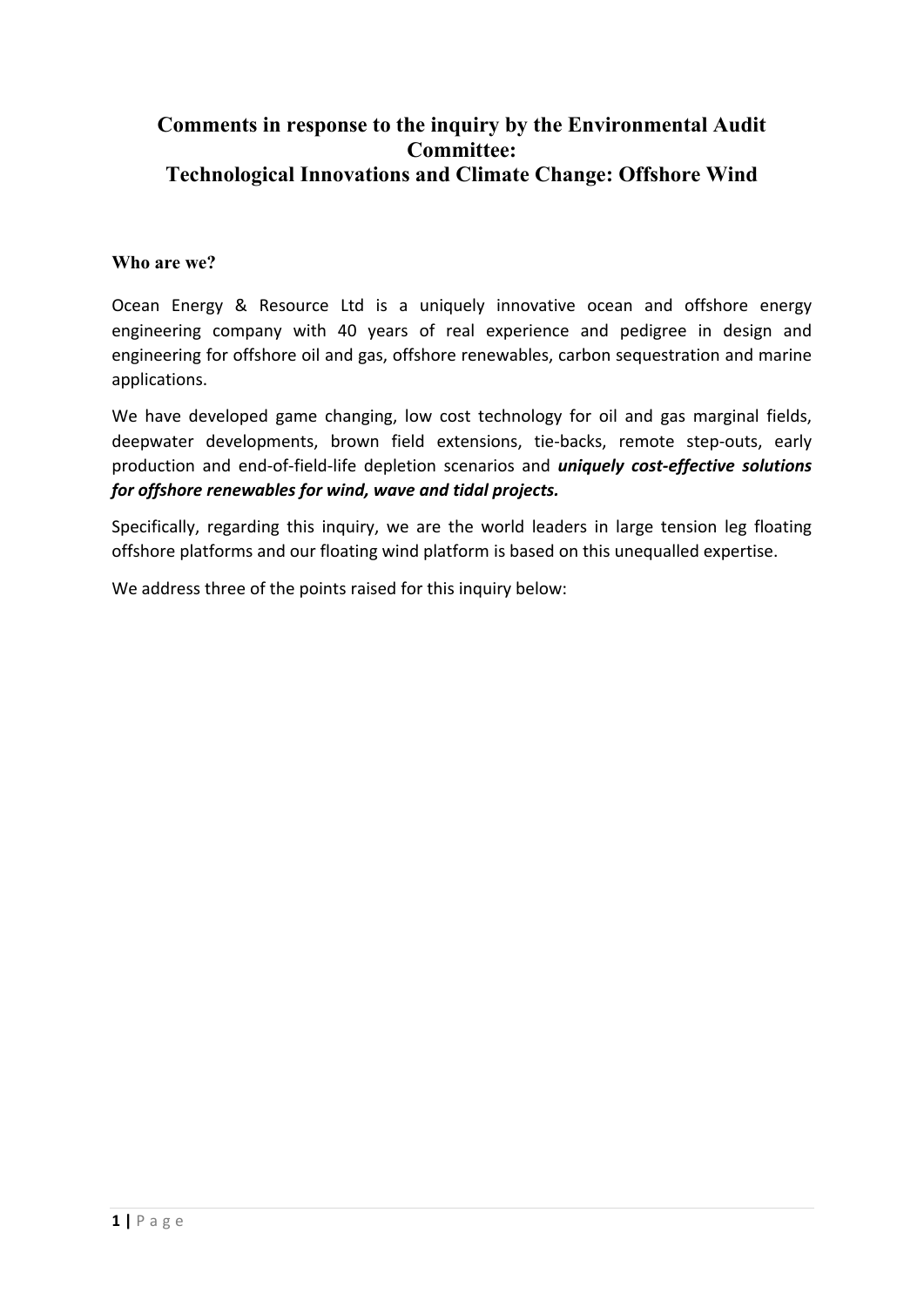# Comments in response to the inquiry by the Environmental Audit Committee:
# Technological Innovations and Climate Change: Offshore Wind

### Who are we?

Ocean Energy & Resource Ltd is a uniquely innovative ocean and offshore energy engineering company with 40 years of real experience and pedigree in design and engineering for offshore oil and gas, offshore renewables, carbon sequestration and marine applications.

We have developed game changing, low cost technology for oil and gas marginal fields, deepwater developments, brown field extensions, tie-backs, remote step-outs, early production and end-of-field-life depletion scenarios and ***uniquely cost-effective solutions for offshore renewables for wind, wave and tidal projects.***

Specifically, regarding this inquiry, we are the world leaders in large tension leg floating offshore platforms and our floating wind platform is based on this unequalled expertise.

We address three of the points raised for this inquiry below: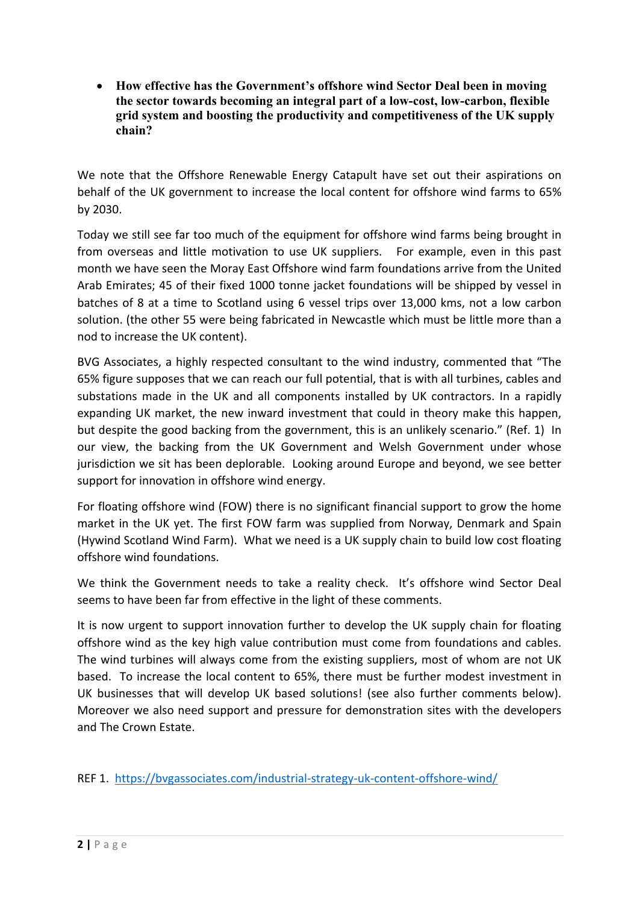- **How effective has the Government's offshore wind Sector Deal been in moving the sector towards becoming an integral part of a low-cost, low-carbon, flexible grid system and boosting the productivity and competitiveness of the UK supply chain?**

We note that the Offshore Renewable Energy Catapult have set out their aspirations on behalf of the UK government to increase the local content for offshore wind farms to 65% by 2030.

Today we still see far too much of the equipment for offshore wind farms being brought in from overseas and little motivation to use UK suppliers. For example, even in this past month we have seen the Moray East Offshore wind farm foundations arrive from the United Arab Emirates; 45 of their fixed 1000 tonne jacket foundations will be shipped by vessel in batches of 8 at a time to Scotland using 6 vessel trips over 13,000 kms, not a low carbon solution. (the other 55 were being fabricated in Newcastle which must be little more than a nod to increase the UK content).

BVG Associates, a highly respected consultant to the wind industry, commented that "The 65% figure supposes that we can reach our full potential, that is with all turbines, cables and substations made in the UK and all components installed by UK contractors. In a rapidly expanding UK market, the new inward investment that could in theory make this happen, but despite the good backing from the government, this is an unlikely scenario." (Ref. 1) In our view, the backing from the UK Government and Welsh Government under whose jurisdiction we sit has been deplorable. Looking around Europe and beyond, we see better support for innovation in offshore wind energy.

For floating offshore wind (FOW) there is no significant financial support to grow the home market in the UK yet. The first FOW farm was supplied from Norway, Denmark and Spain (Hywind Scotland Wind Farm). What we need is a UK supply chain to build low cost floating offshore wind foundations.

We think the Government needs to take a reality check. It's offshore wind Sector Deal seems to have been far from effective in the light of these comments.

It is now urgent to support innovation further to develop the UK supply chain for floating offshore wind as the key high value contribution must come from foundations and cables. The wind turbines will always come from the existing suppliers, most of whom are not UK based. To increase the local content to 65%, there must be further modest investment in UK businesses that will develop UK based solutions! (see also further comments below). Moreover we also need support and pressure for demonstration sites with the developers and The Crown Estate.

REF 1. https://bvgassociates.com/industrial-strategy-uk-content-offshore-wind/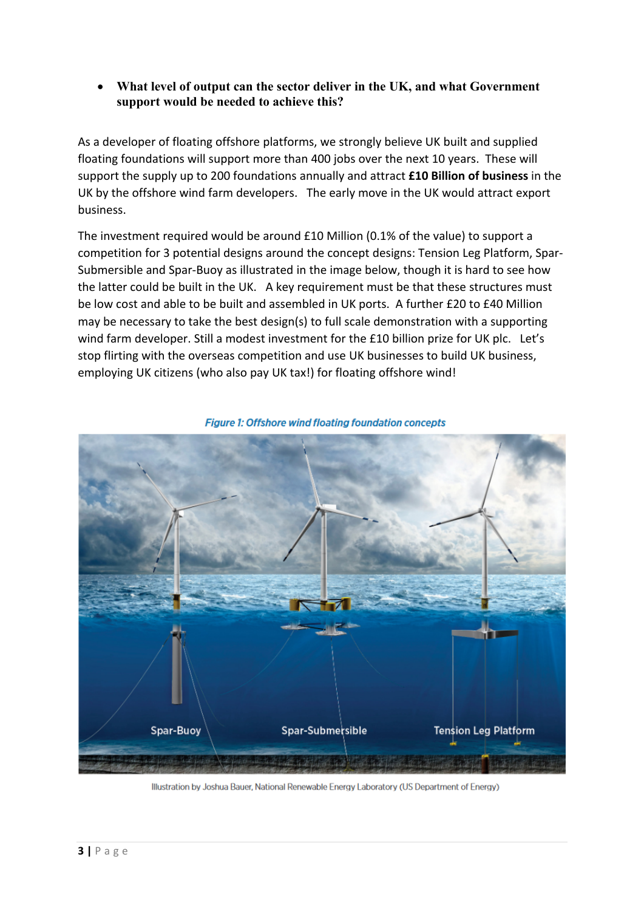- **What level of output can the sector deliver in the UK, and what Government support would be needed to achieve this?**

As a developer of floating offshore platforms, we strongly believe UK built and supplied floating foundations will support more than 400 jobs over the next 10 years. These will support the supply up to 200 foundations annually and attract **£10 Billion of business** in the UK by the offshore wind farm developers. The early move in the UK would attract export business.

The investment required would be around £10 Million (0.1% of the value) to support a competition for 3 potential designs around the concept designs: Tension Leg Platform, Spar-Submersible and Spar-Buoy as illustrated in the image below, though it is hard to see how the latter could be built in the UK. A key requirement must be that these structures must be low cost and able to be built and assembled in UK ports. A further £20 to £40 Million may be necessary to take the best design(s) to full scale demonstration with a supporting wind farm developer. Still a modest investment for the £10 billion prize for UK plc. Let's stop flirting with the overseas competition and use UK businesses to build UK business, employing UK citizens (who also pay UK tax!) for floating offshore wind!

*Figure 1: Offshore wind floating foundation concepts*

Spar-Buoy | Spar-Submersible | Tension Leg Platform

Illustration by Joshua Bauer, National Renewable Energy Laboratory (US Department of Energy)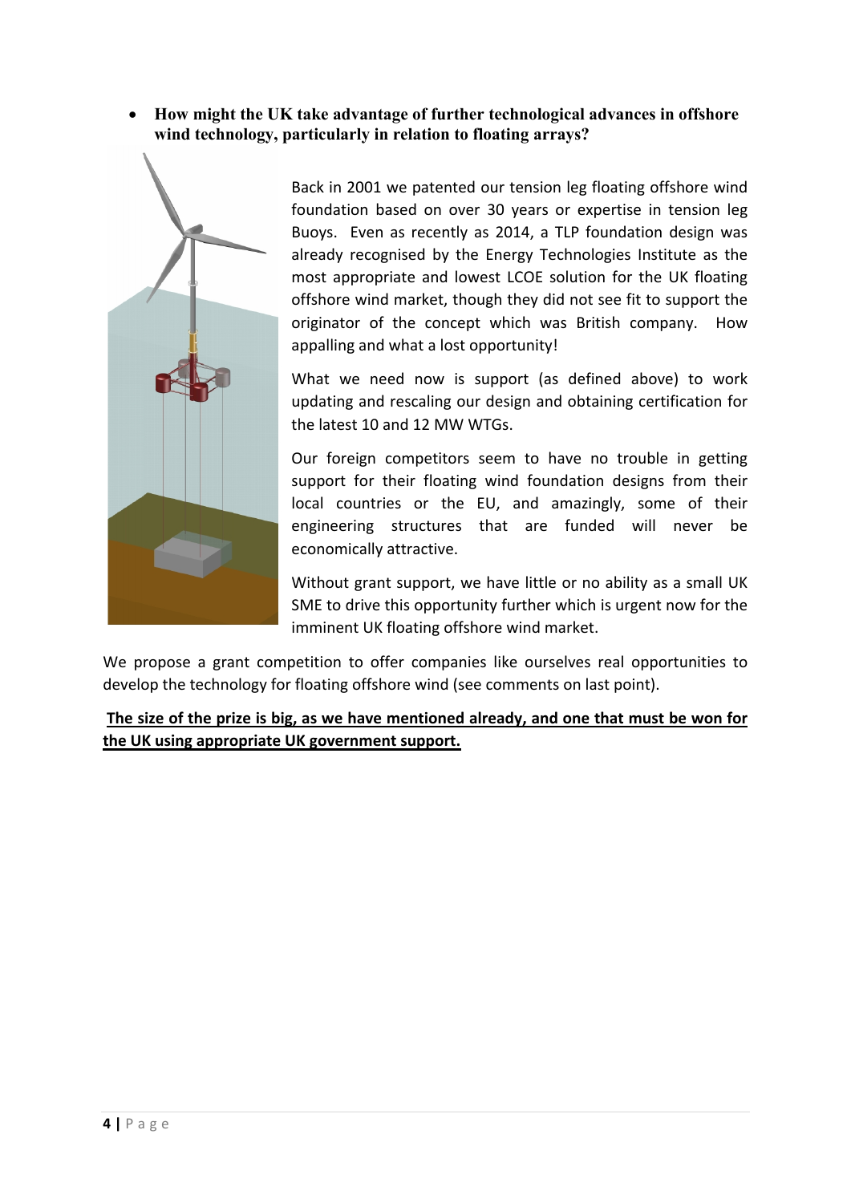- **How might the UK take advantage of further technological advances in offshore wind technology, particularly in relation to floating arrays?**

Back in 2001 we patented our tension leg floating offshore wind foundation based on over 30 years or expertise in tension leg Buoys. Even as recently as 2014, a TLP foundation design was already recognised by the Energy Technologies Institute as the most appropriate and lowest LCOE solution for the UK floating offshore wind market, though they did not see fit to support the originator of the concept which was British company. How appalling and what a lost opportunity!

What we need now is support (as defined above) to work updating and rescaling our design and obtaining certification for the latest 10 and 12 MW WTGs.

Our foreign competitors seem to have no trouble in getting support for their floating wind foundation designs from their local countries or the EU, and amazingly, some of their engineering structures that are funded will never be economically attractive.

Without grant support, we have little or no ability as a small UK SME to drive this opportunity further which is urgent now for the imminent UK floating offshore wind market.

We propose a grant competition to offer companies like ourselves real opportunities to develop the technology for floating offshore wind (see comments on last point).

**<u>The size of the prize is big, as we have mentioned already, and one that must be won for the UK using appropriate UK government support.</u>**